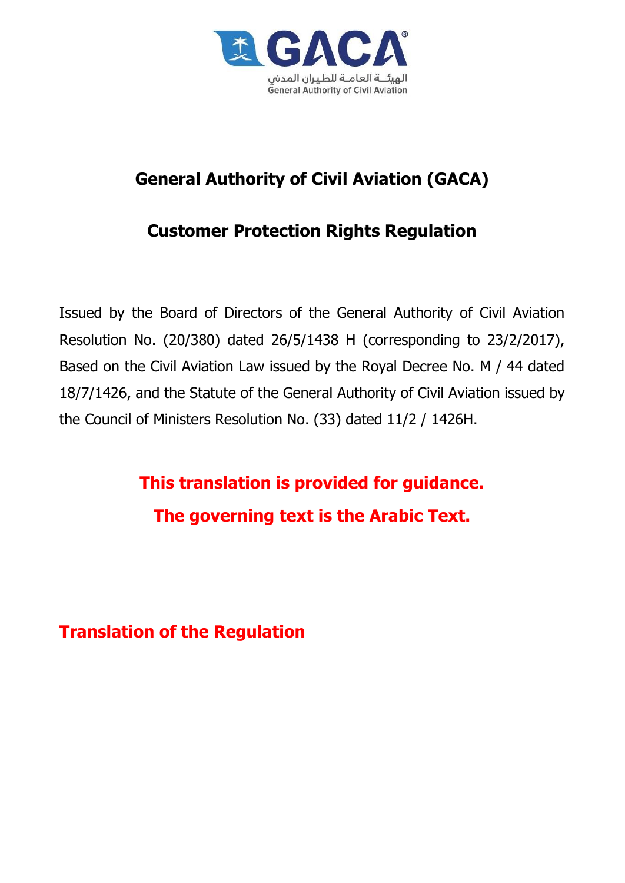# General Authority of Civil Aviation (GACA)

## Customer Protection Rights Regulation

Issued by the Board of Directors of the General Authority of Civil Aviation Resolution No. (20/380) dated 26/5/1438 H (corresponding to 23/2/2017), Based on the Civil Aviation Law issued by the Royal Decree No. M / 44 dated 18/7/1426, and the Statute of the General Authority of Civil Aviation issued by the Council of Ministers Resolution No. (33) dated 11/2 / 1426H.

**This translation is provided for guidance.**

**The governing text is the Arabic Text.**

**Translation of the Regulation**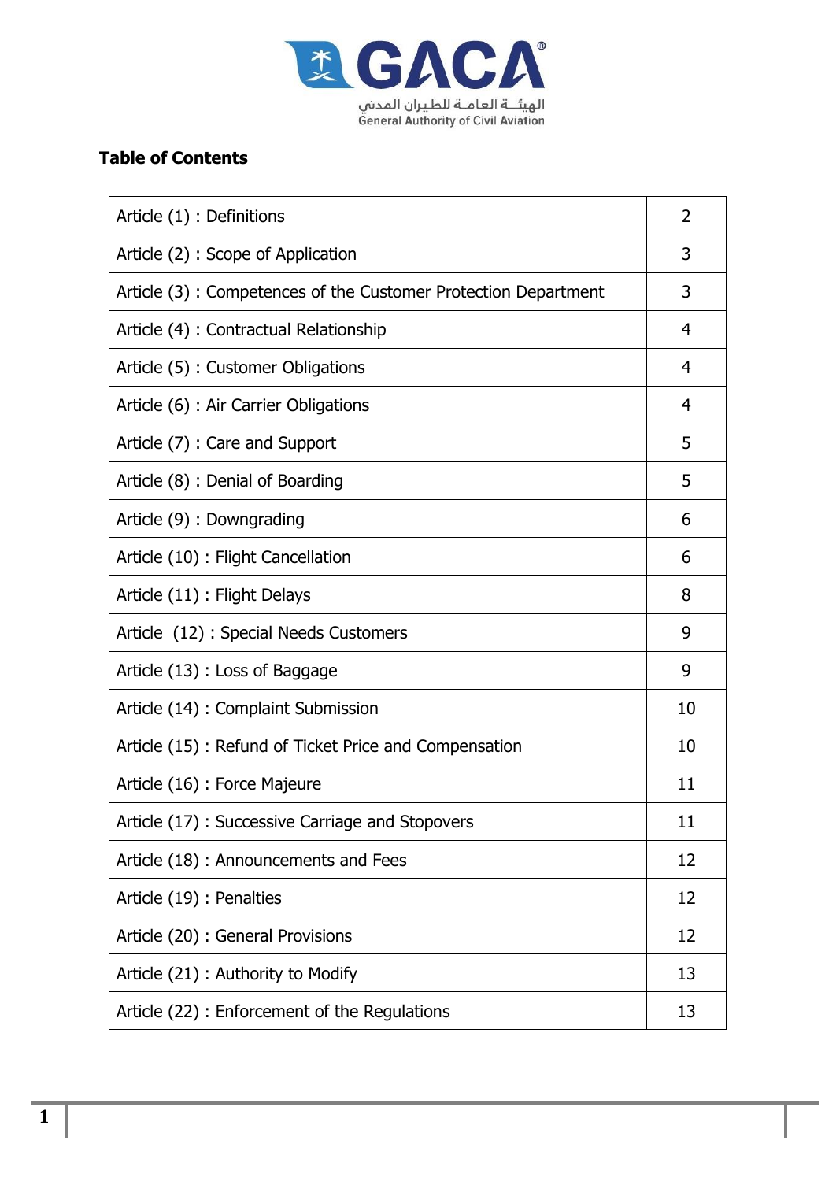**Table of Contents**

| | |
|---|---|
| Article (1) : Definitions | 2 |
| Article (2) : Scope of Application | 3 |
| Article (3) : Competences of the Customer Protection Department | 3 |
| Article (4) : Contractual Relationship | 4 |
| Article (5) : Customer Obligations | 4 |
| Article (6) : Air Carrier Obligations | 4 |
| Article (7) : Care and Support | 5 |
| Article (8) : Denial of Boarding | 5 |
| Article (9) : Downgrading | 6 |
| Article (10) : Flight Cancellation | 6 |
| Article (11) : Flight Delays | 8 |
| Article (12) : Special Needs Customers | 9 |
| Article (13) : Loss of Baggage | 9 |
| Article (14) : Complaint Submission | 10 |
| Article (15) : Refund of Ticket Price and Compensation | 10 |
| Article (16) : Force Majeure | 11 |
| Article (17) : Successive Carriage and Stopovers | 11 |
| Article (18) : Announcements and Fees | 12 |
| Article (19) : Penalties | 12 |
| Article (20) : General Provisions | 12 |
| Article (21) : Authority to Modify | 13 |
| Article (22) : Enforcement of the Regulations | 13 |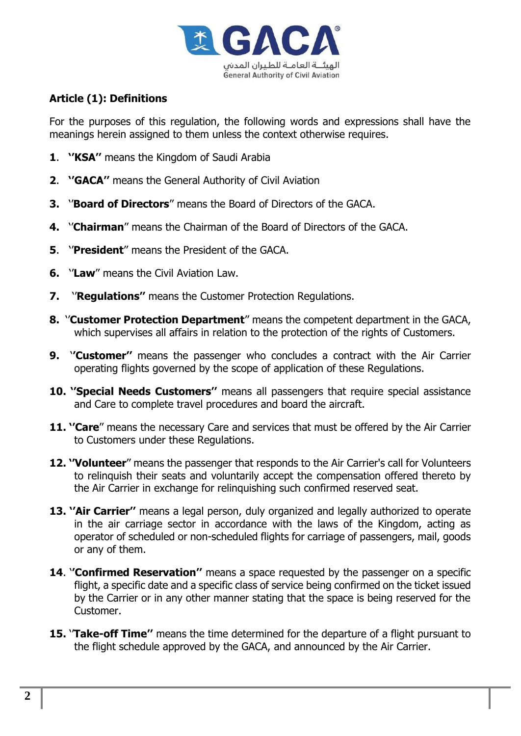## Article (1): Definitions

For the purposes of this regulation, the following words and expressions shall have the meanings herein assigned to them unless the context otherwise requires.

1. **"KSA"** means the Kingdom of Saudi Arabia
2. **"GACA"** means the General Authority of Civil Aviation
3. "**Board of Directors**" means the Board of Directors of the GACA.
4. "**Chairman**" means the Chairman of the Board of Directors of the GACA.
5. "**President**" means the President of the GACA.
6. "**Law**" means the Civil Aviation Law.
7. "**Regulations"** means the Customer Protection Regulations.
8. "**Customer Protection Department**" means the competent department in the GACA, which supervises all affairs in relation to the protection of the rights of Customers.
9. **"Customer"** means the passenger who concludes a contract with the Air Carrier operating flights governed by the scope of application of these Regulations.
10. **"Special Needs Customers"** means all passengers that require special assistance and Care to complete travel procedures and board the aircraft.
11. **"Care**" means the necessary Care and services that must be offered by the Air Carrier to Customers under these Regulations.
12. **"Volunteer**" means the passenger that responds to the Air Carrier's call for Volunteers to relinquish their seats and voluntarily accept the compensation offered thereto by the Air Carrier in exchange for relinquishing such confirmed reserved seat.
13. **"Air Carrier"** means a legal person, duly organized and legally authorized to operate in the air carriage sector in accordance with the laws of the Kingdom, acting as operator of scheduled or non-scheduled flights for carriage of passengers, mail, goods or any of them.
14. "**Confirmed Reservation"** means a space requested by the passenger on a specific flight, a specific date and a specific class of service being confirmed on the ticket issued by the Carrier or in any other manner stating that the space is being reserved for the Customer.
15. "**Take-off Time"** means the time determined for the departure of a flight pursuant to the flight schedule approved by the GACA, and announced by the Air Carrier.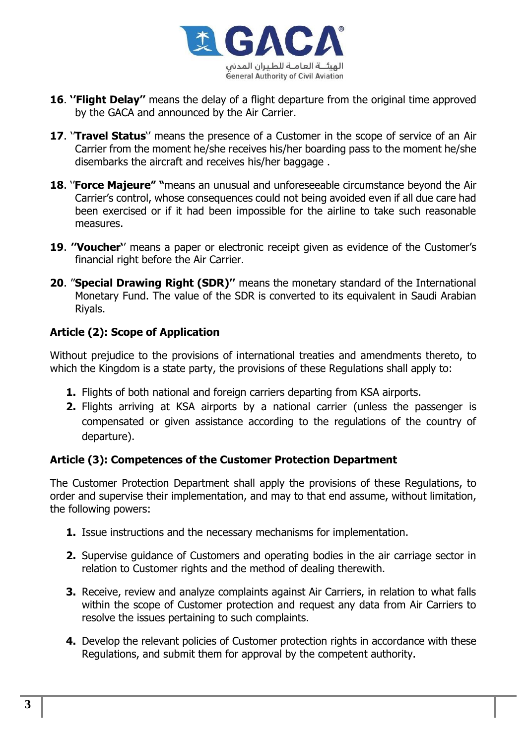16. **"Flight Delay"** means the delay of a flight departure from the original time approved by the GACA and announced by the Air Carrier.

17. "**Travel Status**" means the presence of a Customer in the scope of service of an Air Carrier from the moment he/she receives his/her boarding pass to the moment he/she disembarks the aircraft and receives his/her baggage .

18. "**Force Majeure" "**means an unusual and unforeseeable circumstance beyond the Air Carrier's control, whose consequences could not being avoided even if all due care had been exercised or if it had been impossible for the airline to take such reasonable measures.

19. **"Voucher**" means a paper or electronic receipt given as evidence of the Customer's financial right before the Air Carrier.

20. "**Special Drawing Right (SDR)"** means the monetary standard of the International Monetary Fund. The value of the SDR is converted to its equivalent in Saudi Arabian Riyals.

**Article (2): Scope of Application**

Without prejudice to the provisions of international treaties and amendments thereto, to which the Kingdom is a state party, the provisions of these Regulations shall apply to:

1. Flights of both national and foreign carriers departing from KSA airports.
2. Flights arriving at KSA airports by a national carrier (unless the passenger is compensated or given assistance according to the regulations of the country of departure).

**Article (3): Competences of the Customer Protection Department**

The Customer Protection Department shall apply the provisions of these Regulations, to order and supervise their implementation, and may to that end assume, without limitation, the following powers:

1. Issue instructions and the necessary mechanisms for implementation.
2. Supervise guidance of Customers and operating bodies in the air carriage sector in relation to Customer rights and the method of dealing therewith.
3. Receive, review and analyze complaints against Air Carriers, in relation to what falls within the scope of Customer protection and request any data from Air Carriers to resolve the issues pertaining to such complaints.
4. Develop the relevant policies of Customer protection rights in accordance with these Regulations, and submit them for approval by the competent authority.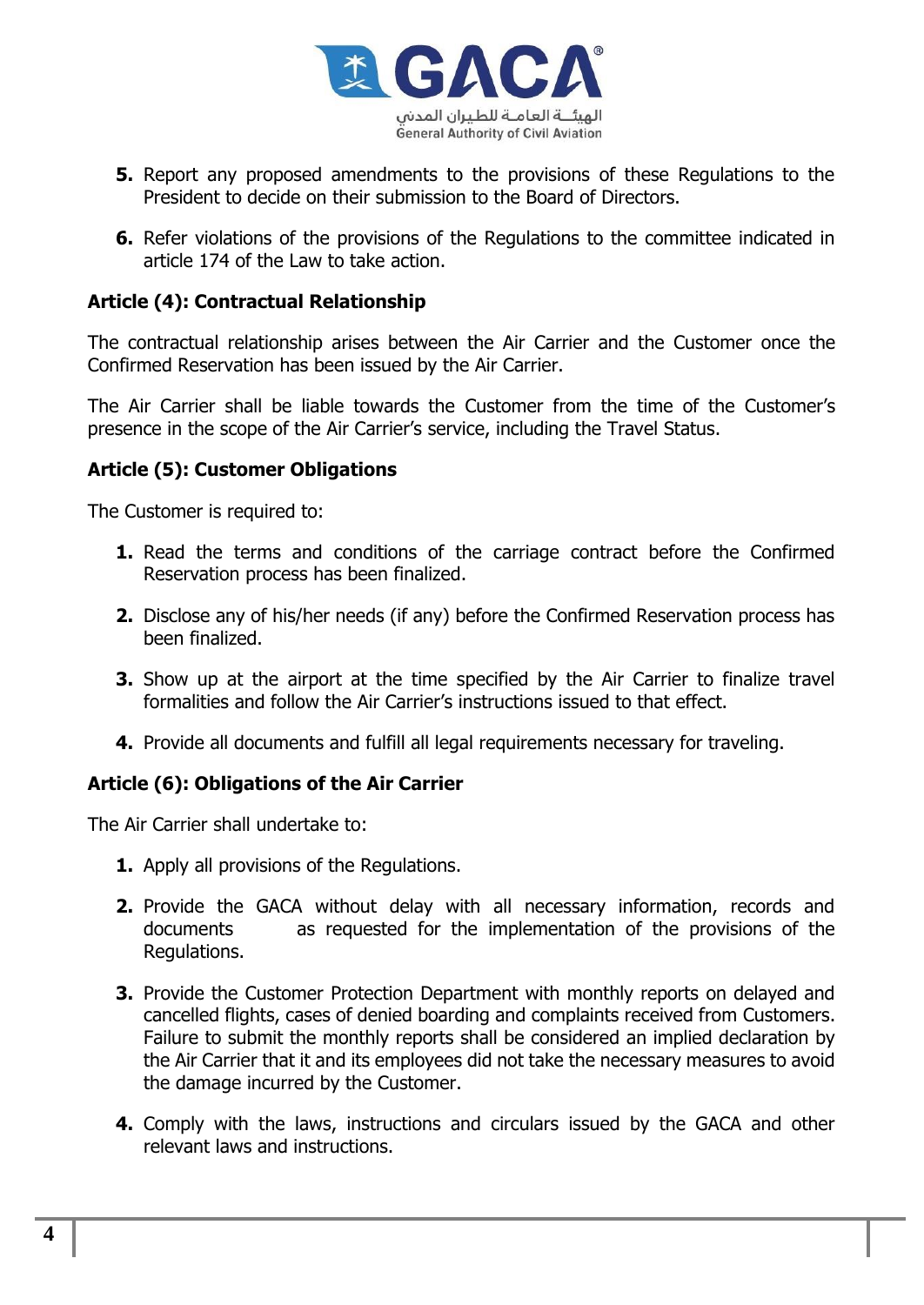5. Report any proposed amendments to the provisions of these Regulations to the President to decide on their submission to the Board of Directors.

6. Refer violations of the provisions of the Regulations to the committee indicated in article 174 of the Law to take action.

**Article (4): Contractual Relationship**

The contractual relationship arises between the Air Carrier and the Customer once the Confirmed Reservation has been issued by the Air Carrier.

The Air Carrier shall be liable towards the Customer from the time of the Customer's presence in the scope of the Air Carrier's service, including the Travel Status.

**Article (5): Customer Obligations**

The Customer is required to:

1. Read the terms and conditions of the carriage contract before the Confirmed Reservation process has been finalized.

2. Disclose any of his/her needs (if any) before the Confirmed Reservation process has been finalized.

3. Show up at the airport at the time specified by the Air Carrier to finalize travel formalities and follow the Air Carrier's instructions issued to that effect.

4. Provide all documents and fulfill all legal requirements necessary for traveling.

**Article (6): Obligations of the Air Carrier**

The Air Carrier shall undertake to:

1. Apply all provisions of the Regulations.

2. Provide the GACA without delay with all necessary information, records and documents as requested for the implementation of the provisions of the Regulations.

3. Provide the Customer Protection Department with monthly reports on delayed and cancelled flights, cases of denied boarding and complaints received from Customers. Failure to submit the monthly reports shall be considered an implied declaration by the Air Carrier that it and its employees did not take the necessary measures to avoid the damage incurred by the Customer.

4. Comply with the laws, instructions and circulars issued by the GACA and other relevant laws and instructions.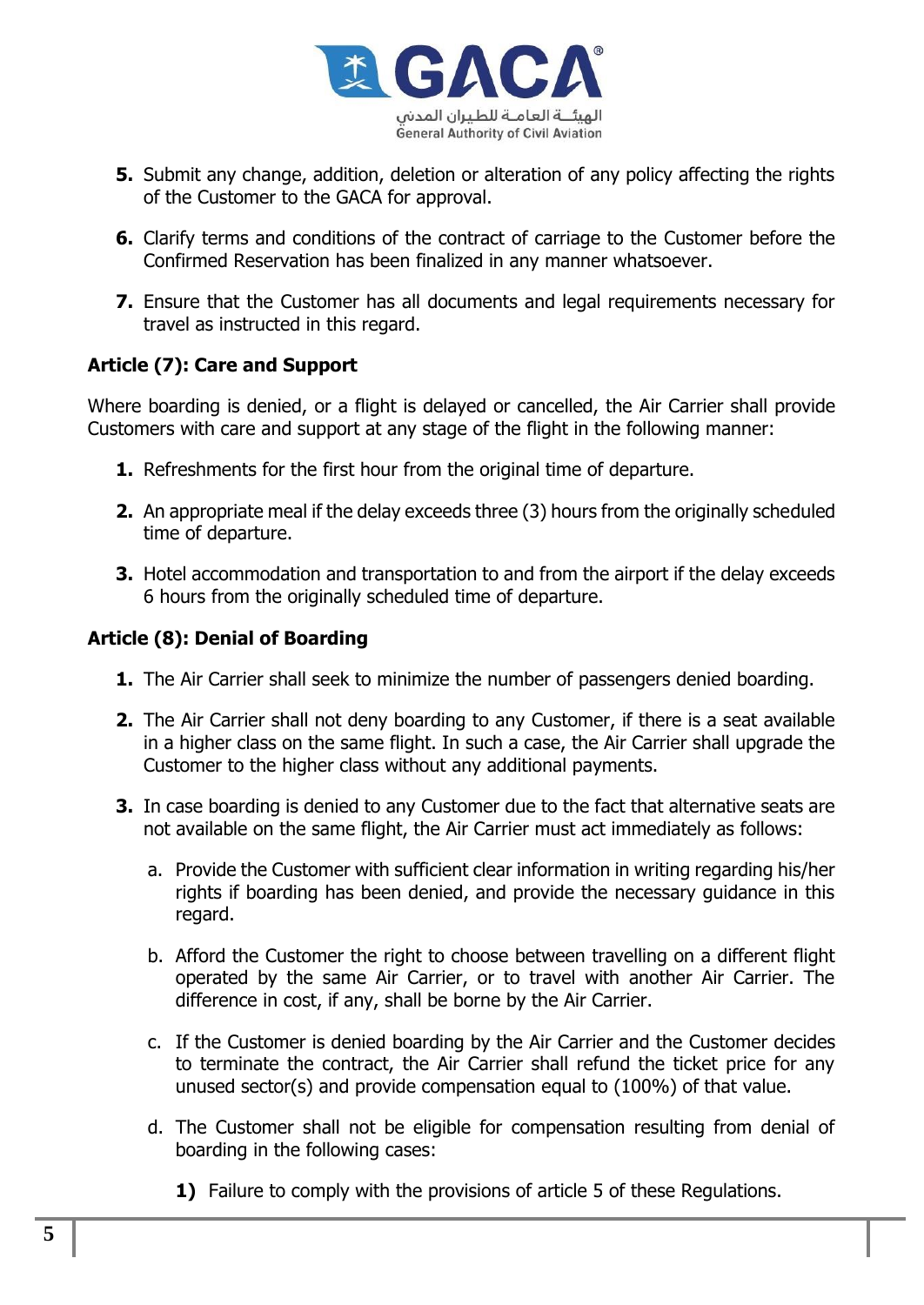5. Submit any change, addition, deletion or alteration of any policy affecting the rights of the Customer to the GACA for approval.
6. Clarify terms and conditions of the contract of carriage to the Customer before the Confirmed Reservation has been finalized in any manner whatsoever.
7. Ensure that the Customer has all documents and legal requirements necessary for travel as instructed in this regard.

### Article (7): Care and Support

Where boarding is denied, or a flight is delayed or cancelled, the Air Carrier shall provide Customers with care and support at any stage of the flight in the following manner:

1. Refreshments for the first hour from the original time of departure.
2. An appropriate meal if the delay exceeds three (3) hours from the originally scheduled time of departure.
3. Hotel accommodation and transportation to and from the airport if the delay exceeds 6 hours from the originally scheduled time of departure.

### Article (8): Denial of Boarding

1. The Air Carrier shall seek to minimize the number of passengers denied boarding.
2. The Air Carrier shall not deny boarding to any Customer, if there is a seat available in a higher class on the same flight. In such a case, the Air Carrier shall upgrade the Customer to the higher class without any additional payments.
3. In case boarding is denied to any Customer due to the fact that alternative seats are not available on the same flight, the Air Carrier must act immediately as follows:
    a. Provide the Customer with sufficient clear information in writing regarding his/her rights if boarding has been denied, and provide the necessary guidance in this regard.
    b. Afford the Customer the right to choose between travelling on a different flight operated by the same Air Carrier, or to travel with another Air Carrier. The difference in cost, if any, shall be borne by the Air Carrier.
    c. If the Customer is denied boarding by the Air Carrier and the Customer decides to terminate the contract, the Air Carrier shall refund the ticket price for any unused sector(s) and provide compensation equal to (100%) of that value.
    d. The Customer shall not be eligible for compensation resulting from denial of boarding in the following cases:
        1) Failure to comply with the provisions of article 5 of these Regulations.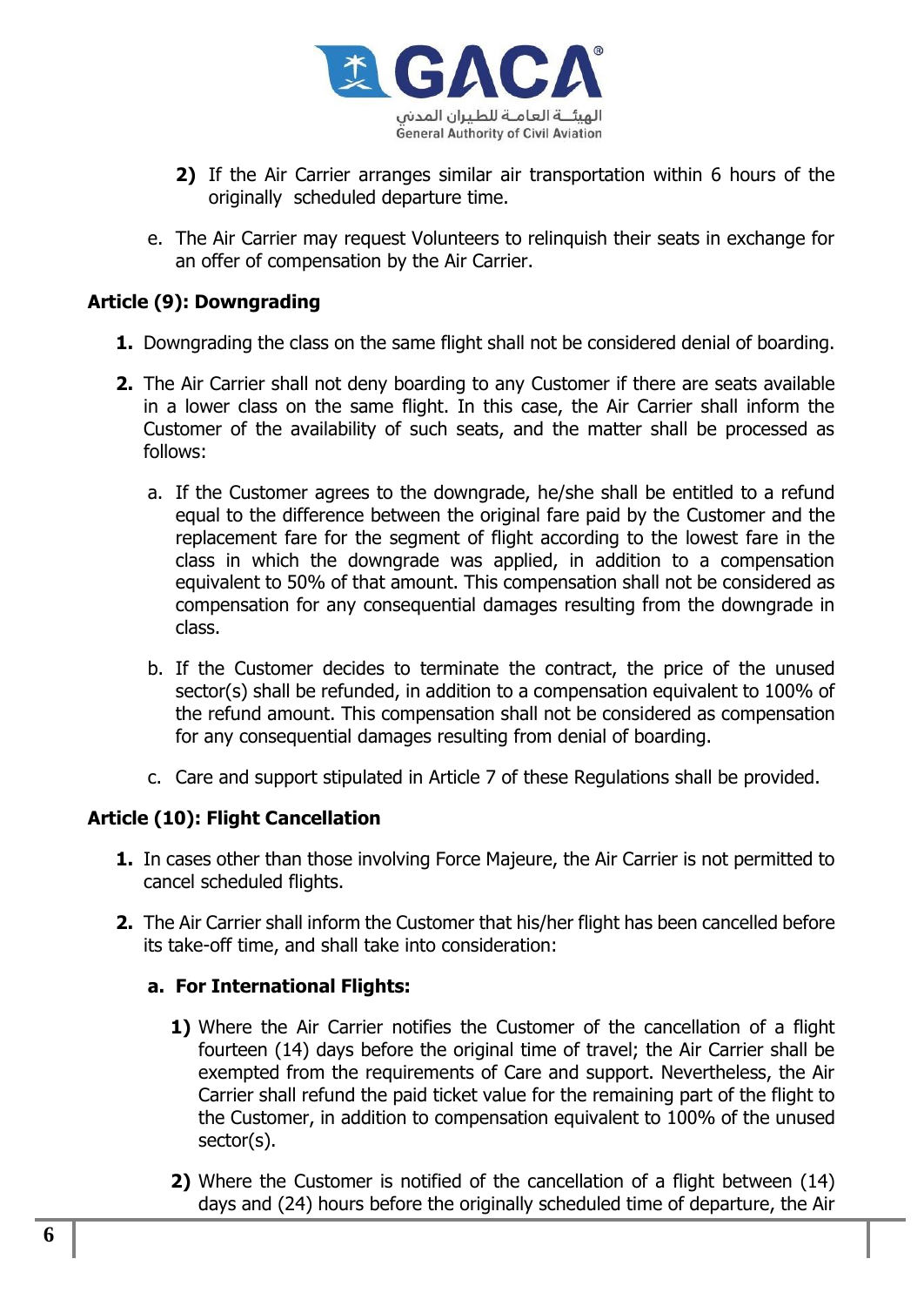2) If the Air Carrier arranges similar air transportation within 6 hours of the originally scheduled departure time.

e. The Air Carrier may request Volunteers to relinquish their seats in exchange for an offer of compensation by the Air Carrier.

### Article (9): Downgrading

1. Downgrading the class on the same flight shall not be considered denial of boarding.

2. The Air Carrier shall not deny boarding to any Customer if there are seats available in a lower class on the same flight. In this case, the Air Carrier shall inform the Customer of the availability of such seats, and the matter shall be processed as follows:

   a. If the Customer agrees to the downgrade, he/she shall be entitled to a refund equal to the difference between the original fare paid by the Customer and the replacement fare for the segment of flight according to the lowest fare in the class in which the downgrade was applied, in addition to a compensation equivalent to 50% of that amount. This compensation shall not be considered as compensation for any consequential damages resulting from the downgrade in class.

   b. If the Customer decides to terminate the contract, the price of the unused sector(s) shall be refunded, in addition to a compensation equivalent to 100% of the refund amount. This compensation shall not be considered as compensation for any consequential damages resulting from denial of boarding.

   c. Care and support stipulated in Article 7 of these Regulations shall be provided.

### Article (10): Flight Cancellation

1. In cases other than those involving Force Majeure, the Air Carrier is not permitted to cancel scheduled flights.

2. The Air Carrier shall inform the Customer that his/her flight has been cancelled before its take-off time, and shall take into consideration:

   **a. For International Flights:**

   1) Where the Air Carrier notifies the Customer of the cancellation of a flight fourteen (14) days before the original time of travel; the Air Carrier shall be exempted from the requirements of Care and support. Nevertheless, the Air Carrier shall refund the paid ticket value for the remaining part of the flight to the Customer, in addition to compensation equivalent to 100% of the unused sector(s).

   2) Where the Customer is notified of the cancellation of a flight between (14) days and (24) hours before the originally scheduled time of departure, the Air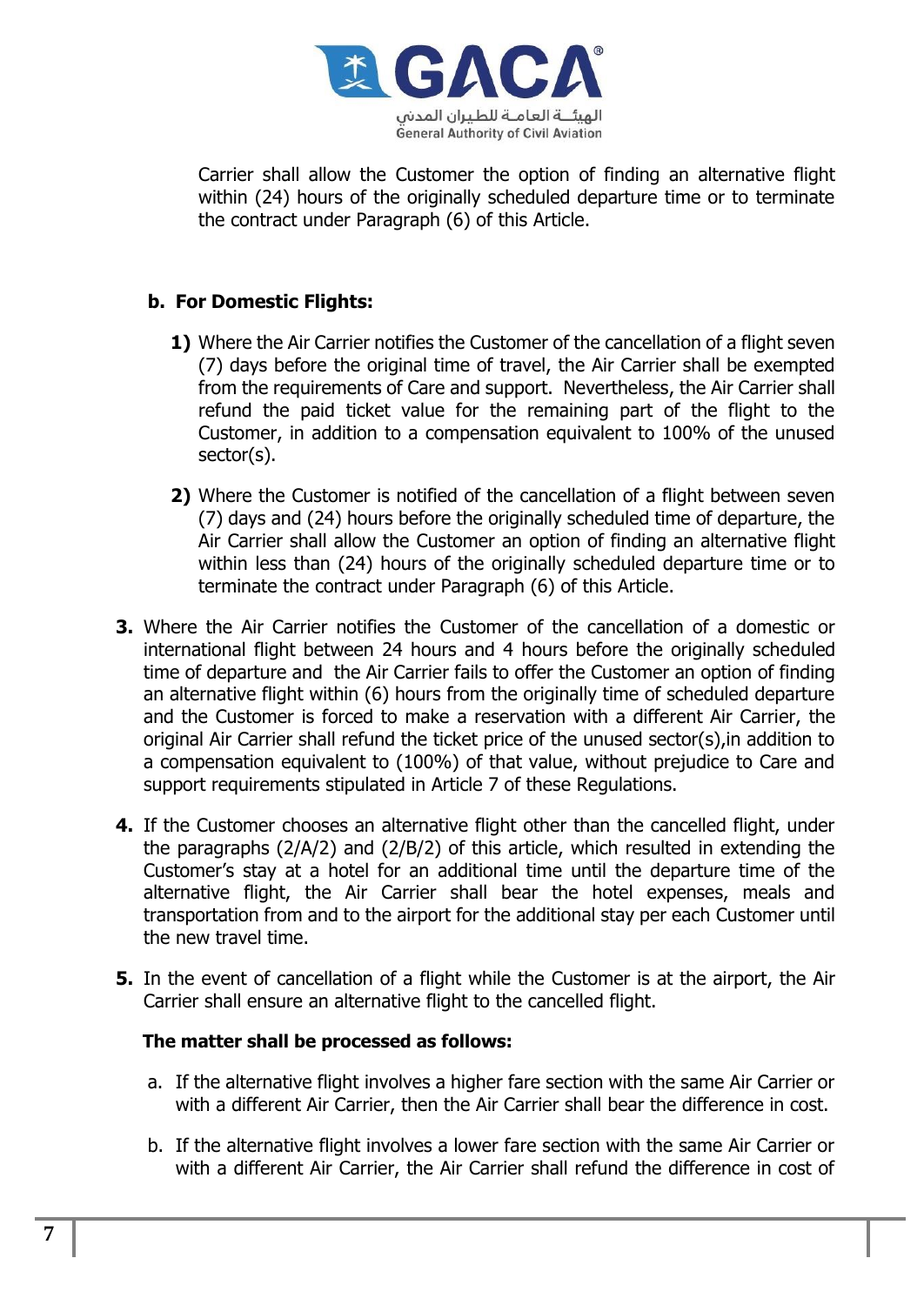Carrier shall allow the Customer the option of finding an alternative flight within (24) hours of the originally scheduled departure time or to terminate the contract under Paragraph (6) of this Article.

**b. For Domestic Flights:**

1) Where the Air Carrier notifies the Customer of the cancellation of a flight seven (7) days before the original time of travel, the Air Carrier shall be exempted from the requirements of Care and support. Nevertheless, the Air Carrier shall refund the paid ticket value for the remaining part of the flight to the Customer, in addition to a compensation equivalent to 100% of the unused sector(s).

2) Where the Customer is notified of the cancellation of a flight between seven (7) days and (24) hours before the originally scheduled time of departure, the Air Carrier shall allow the Customer an option of finding an alternative flight within less than (24) hours of the originally scheduled departure time or to terminate the contract under Paragraph (6) of this Article.

3. Where the Air Carrier notifies the Customer of the cancellation of a domestic or international flight between 24 hours and 4 hours before the originally scheduled time of departure and the Air Carrier fails to offer the Customer an option of finding an alternative flight within (6) hours from the originally time of scheduled departure and the Customer is forced to make a reservation with a different Air Carrier, the original Air Carrier shall refund the ticket price of the unused sector(s),in addition to a compensation equivalent to (100%) of that value, without prejudice to Care and support requirements stipulated in Article 7 of these Regulations.

4. If the Customer chooses an alternative flight other than the cancelled flight, under the paragraphs (2/A/2) and (2/B/2) of this article, which resulted in extending the Customer's stay at a hotel for an additional time until the departure time of the alternative flight, the Air Carrier shall bear the hotel expenses, meals and transportation from and to the airport for the additional stay per each Customer until the new travel time.

5. In the event of cancellation of a flight while the Customer is at the airport, the Air Carrier shall ensure an alternative flight to the cancelled flight.

**The matter shall be processed as follows:**

a. If the alternative flight involves a higher fare section with the same Air Carrier or with a different Air Carrier, then the Air Carrier shall bear the difference in cost.

b. If the alternative flight involves a lower fare section with the same Air Carrier or with a different Air Carrier, the Air Carrier shall refund the difference in cost of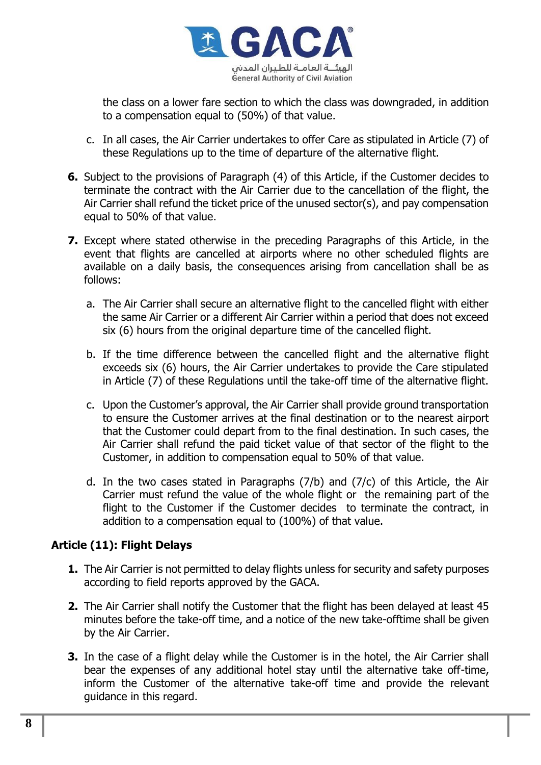the class on a lower fare section to which the class was downgraded, in addition to a compensation equal to (50%) of that value.

c. In all cases, the Air Carrier undertakes to offer Care as stipulated in Article (7) of these Regulations up to the time of departure of the alternative flight.

**6.** Subject to the provisions of Paragraph (4) of this Article, if the Customer decides to terminate the contract with the Air Carrier due to the cancellation of the flight, the Air Carrier shall refund the ticket price of the unused sector(s), and pay compensation equal to 50% of that value.

**7.** Except where stated otherwise in the preceding Paragraphs of this Article, in the event that flights are cancelled at airports where no other scheduled flights are available on a daily basis, the consequences arising from cancellation shall be as follows:

a. The Air Carrier shall secure an alternative flight to the cancelled flight with either the same Air Carrier or a different Air Carrier within a period that does not exceed six (6) hours from the original departure time of the cancelled flight.

b. If the time difference between the cancelled flight and the alternative flight exceeds six (6) hours, the Air Carrier undertakes to provide the Care stipulated in Article (7) of these Regulations until the take-off time of the alternative flight.

c. Upon the Customer's approval, the Air Carrier shall provide ground transportation to ensure the Customer arrives at the final destination or to the nearest airport that the Customer could depart from to the final destination. In such cases, the Air Carrier shall refund the paid ticket value of that sector of the flight to the Customer, in addition to compensation equal to 50% of that value.

d. In the two cases stated in Paragraphs (7/b) and (7/c) of this Article, the Air Carrier must refund the value of the whole flight or the remaining part of the flight to the Customer if the Customer decides to terminate the contract, in addition to a compensation equal to (100%) of that value.

### Article (11): Flight Delays

**1.** The Air Carrier is not permitted to delay flights unless for security and safety purposes according to field reports approved by the GACA.

**2.** The Air Carrier shall notify the Customer that the flight has been delayed at least 45 minutes before the take-off time, and a notice of the new take-offtime shall be given by the Air Carrier.

**3.** In the case of a flight delay while the Customer is in the hotel, the Air Carrier shall bear the expenses of any additional hotel stay until the alternative take off-time, inform the Customer of the alternative take-off time and provide the relevant guidance in this regard.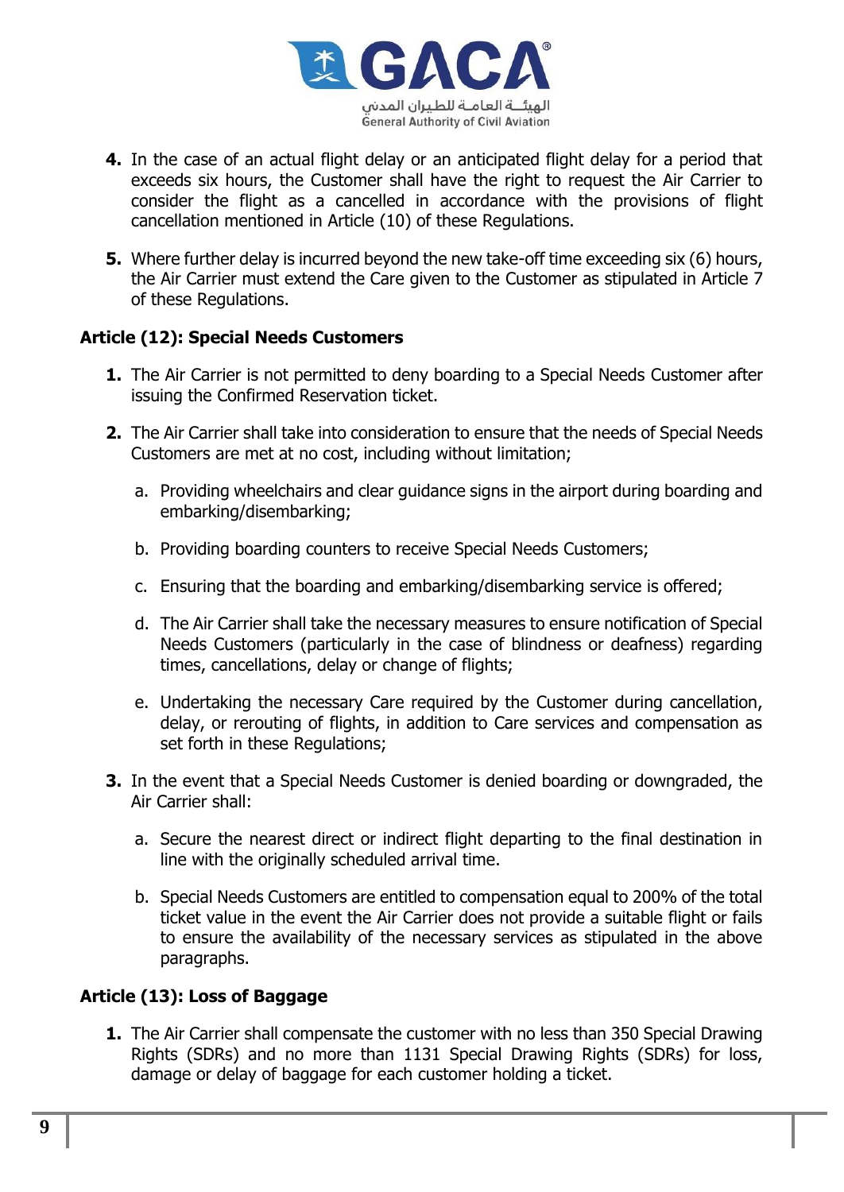4. In the case of an actual flight delay or an anticipated flight delay for a period that exceeds six hours, the Customer shall have the right to request the Air Carrier to consider the flight as a cancelled in accordance with the provisions of flight cancellation mentioned in Article (10) of these Regulations.

5. Where further delay is incurred beyond the new take-off time exceeding six (6) hours, the Air Carrier must extend the Care given to the Customer as stipulated in Article 7 of these Regulations.

### Article (12): Special Needs Customers

1. The Air Carrier is not permitted to deny boarding to a Special Needs Customer after issuing the Confirmed Reservation ticket.

2. The Air Carrier shall take into consideration to ensure that the needs of Special Needs Customers are met at no cost, including without limitation;

   a. Providing wheelchairs and clear guidance signs in the airport during boarding and embarking/disembarking;

   b. Providing boarding counters to receive Special Needs Customers;

   c. Ensuring that the boarding and embarking/disembarking service is offered;

   d. The Air Carrier shall take the necessary measures to ensure notification of Special Needs Customers (particularly in the case of blindness or deafness) regarding times, cancellations, delay or change of flights;

   e. Undertaking the necessary Care required by the Customer during cancellation, delay, or rerouting of flights, in addition to Care services and compensation as set forth in these Regulations;

3. In the event that a Special Needs Customer is denied boarding or downgraded, the Air Carrier shall:

   a. Secure the nearest direct or indirect flight departing to the final destination in line with the originally scheduled arrival time.

   b. Special Needs Customers are entitled to compensation equal to 200% of the total ticket value in the event the Air Carrier does not provide a suitable flight or fails to ensure the availability of the necessary services as stipulated in the above paragraphs.

### Article (13): Loss of Baggage

1. The Air Carrier shall compensate the customer with no less than 350 Special Drawing Rights (SDRs) and no more than 1131 Special Drawing Rights (SDRs) for loss, damage or delay of baggage for each customer holding a ticket.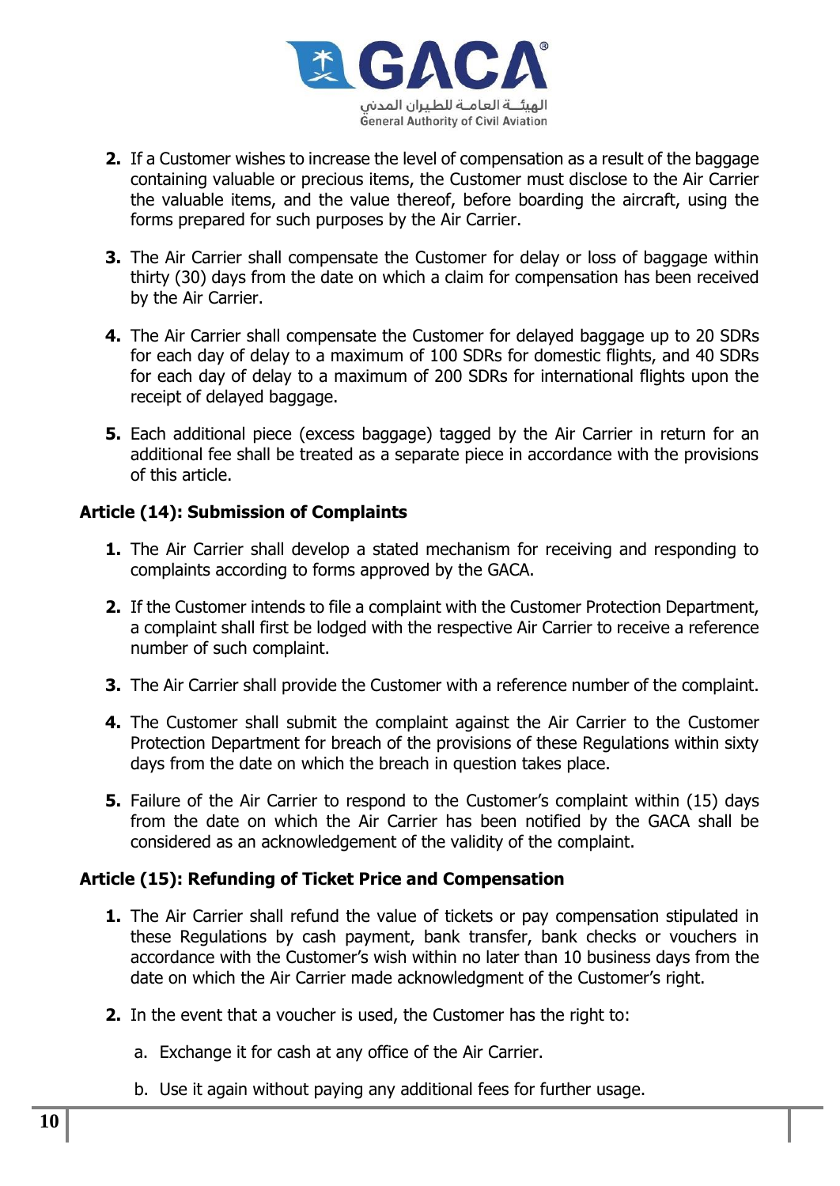2. If a Customer wishes to increase the level of compensation as a result of the baggage containing valuable or precious items, the Customer must disclose to the Air Carrier the valuable items, and the value thereof, before boarding the aircraft, using the forms prepared for such purposes by the Air Carrier.
3. The Air Carrier shall compensate the Customer for delay or loss of baggage within thirty (30) days from the date on which a claim for compensation has been received by the Air Carrier.
4. The Air Carrier shall compensate the Customer for delayed baggage up to 20 SDRs for each day of delay to a maximum of 100 SDRs for domestic flights, and 40 SDRs for each day of delay to a maximum of 200 SDRs for international flights upon the receipt of delayed baggage.
5. Each additional piece (excess baggage) tagged by the Air Carrier in return for an additional fee shall be treated as a separate piece in accordance with the provisions of this article.

### Article (14): Submission of Complaints

1. The Air Carrier shall develop a stated mechanism for receiving and responding to complaints according to forms approved by the GACA.
2. If the Customer intends to file a complaint with the Customer Protection Department, a complaint shall first be lodged with the respective Air Carrier to receive a reference number of such complaint.
3. The Air Carrier shall provide the Customer with a reference number of the complaint.
4. The Customer shall submit the complaint against the Air Carrier to the Customer Protection Department for breach of the provisions of these Regulations within sixty days from the date on which the breach in question takes place.
5. Failure of the Air Carrier to respond to the Customer's complaint within (15) days from the date on which the Air Carrier has been notified by the GACA shall be considered as an acknowledgement of the validity of the complaint.

### Article (15): Refunding of Ticket Price and Compensation

1. The Air Carrier shall refund the value of tickets or pay compensation stipulated in these Regulations by cash payment, bank transfer, bank checks or vouchers in accordance with the Customer's wish within no later than 10 business days from the date on which the Air Carrier made acknowledgment of the Customer's right.
2. In the event that a voucher is used, the Customer has the right to:
   a. Exchange it for cash at any office of the Air Carrier.
   b. Use it again without paying any additional fees for further usage.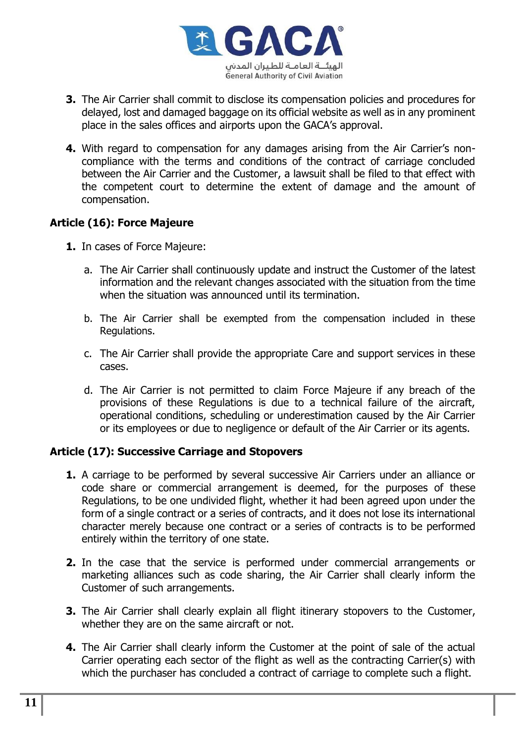3. The Air Carrier shall commit to disclose its compensation policies and procedures for delayed, lost and damaged baggage on its official website as well as in any prominent place in the sales offices and airports upon the GACA's approval.

4. With regard to compensation for any damages arising from the Air Carrier's non-compliance with the terms and conditions of the contract of carriage concluded between the Air Carrier and the Customer, a lawsuit shall be filed to that effect with the competent court to determine the extent of damage and the amount of compensation.

### Article (16): Force Majeure

1. In cases of Force Majeure:

   a. The Air Carrier shall continuously update and instruct the Customer of the latest information and the relevant changes associated with the situation from the time when the situation was announced until its termination.

   b. The Air Carrier shall be exempted from the compensation included in these Regulations.

   c. The Air Carrier shall provide the appropriate Care and support services in these cases.

   d. The Air Carrier is not permitted to claim Force Majeure if any breach of the provisions of these Regulations is due to a technical failure of the aircraft, operational conditions, scheduling or underestimation caused by the Air Carrier or its employees or due to negligence or default of the Air Carrier or its agents.

### Article (17): Successive Carriage and Stopovers

1. A carriage to be performed by several successive Air Carriers under an alliance or code share or commercial arrangement is deemed, for the purposes of these Regulations, to be one undivided flight, whether it had been agreed upon under the form of a single contract or a series of contracts, and it does not lose its international character merely because one contract or a series of contracts is to be performed entirely within the territory of one state.

2. In the case that the service is performed under commercial arrangements or marketing alliances such as code sharing, the Air Carrier shall clearly inform the Customer of such arrangements.

3. The Air Carrier shall clearly explain all flight itinerary stopovers to the Customer, whether they are on the same aircraft or not.

4. The Air Carrier shall clearly inform the Customer at the point of sale of the actual Carrier operating each sector of the flight as well as the contracting Carrier(s) with which the purchaser has concluded a contract of carriage to complete such a flight.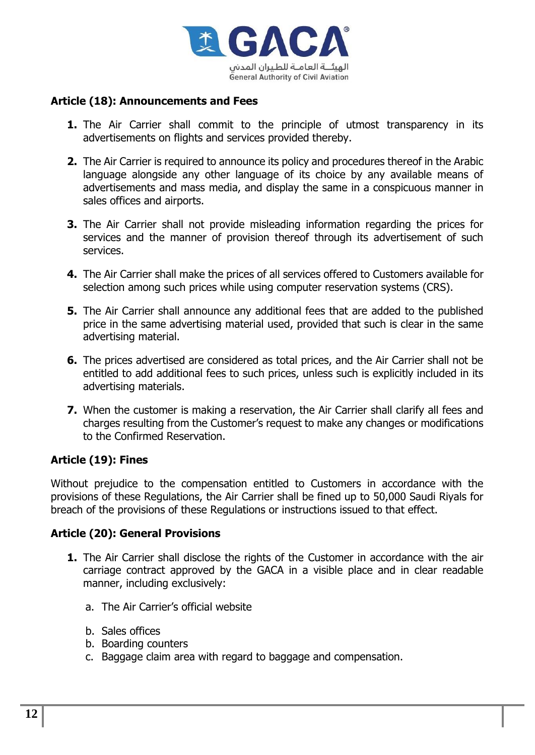### Article (18): Announcements and Fees

1. The Air Carrier shall commit to the principle of utmost transparency in its advertisements on flights and services provided thereby.
2. The Air Carrier is required to announce its policy and procedures thereof in the Arabic language alongside any other language of its choice by any available means of advertisements and mass media, and display the same in a conspicuous manner in sales offices and airports.
3. The Air Carrier shall not provide misleading information regarding the prices for services and the manner of provision thereof through its advertisement of such services.
4. The Air Carrier shall make the prices of all services offered to Customers available for selection among such prices while using computer reservation systems (CRS).
5. The Air Carrier shall announce any additional fees that are added to the published price in the same advertising material used, provided that such is clear in the same advertising material.
6. The prices advertised are considered as total prices, and the Air Carrier shall not be entitled to add additional fees to such prices, unless such is explicitly included in its advertising materials.
7. When the customer is making a reservation, the Air Carrier shall clarify all fees and charges resulting from the Customer's request to make any changes or modifications to the Confirmed Reservation.

### Article (19): Fines

Without prejudice to the compensation entitled to Customers in accordance with the provisions of these Regulations, the Air Carrier shall be fined up to 50,000 Saudi Riyals for breach of the provisions of these Regulations or instructions issued to that effect.

### Article (20): General Provisions

1. The Air Carrier shall disclose the rights of the Customer in accordance with the air carriage contract approved by the GACA in a visible place and in clear readable manner, including exclusively:

   a. The Air Carrier's official website

   b. Sales offices
   b. Boarding counters
   c. Baggage claim area with regard to baggage and compensation.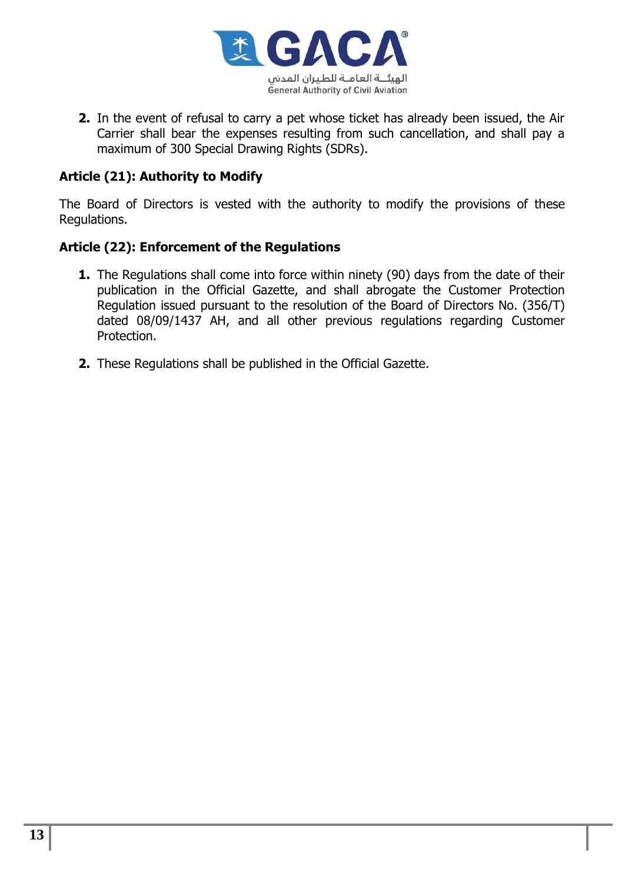2. In the event of refusal to carry a pet whose ticket has already been issued, the Air Carrier shall bear the expenses resulting from such cancellation, and shall pay a maximum of 300 Special Drawing Rights (SDRs).

### Article (21): Authority to Modify

The Board of Directors is vested with the authority to modify the provisions of these Regulations.

### Article (22): Enforcement of the Regulations

1. The Regulations shall come into force within ninety (90) days from the date of their publication in the Official Gazette, and shall abrogate the Customer Protection Regulation issued pursuant to the resolution of the Board of Directors No. (356/T) dated 08/09/1437 AH, and all other previous regulations regarding Customer Protection.

2. These Regulations shall be published in the Official Gazette.